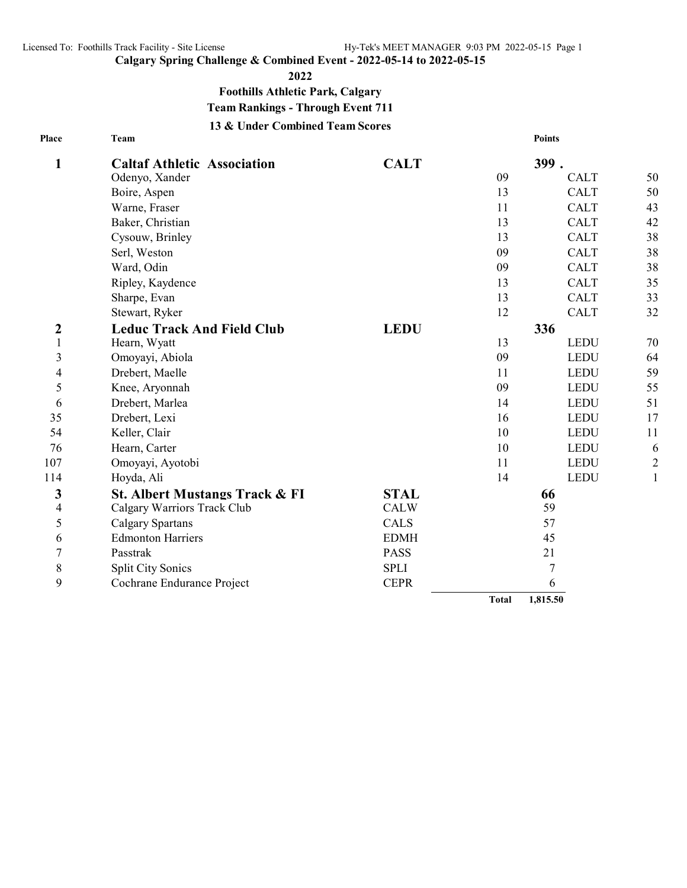Licensed To: Foothills Track Facility - Site License

## Calgary Spring Challenge & Combined Event - 2022-05-14 to 2022-05-15

### 2022

### Foothills Athletic Park, Calgary

### Team Rankings - Through Event 711

### 13 & Under Combined Team Scores

| Place | Team | | | Points | | |
|---|---|---|---|---|---|---|
| **1** | **Caltaf Athletic Association** | **CALT** | | **399 .** | | |
| | Odenyo, Xander | | 09 | | CALT | 50 |
| | Boire, Aspen | | 13 | | CALT | 50 |
| | Warne, Fraser | | 11 | | CALT | 43 |
| | Baker, Christian | | 13 | | CALT | 42 |
| | Cysouw, Brinley | | 13 | | CALT | 38 |
| | Serl, Weston | | 09 | | CALT | 38 |
| | Ward, Odin | | 09 | | CALT | 38 |
| | Ripley, Kaydence | | 13 | | CALT | 35 |
| | Sharpe, Evan | | 13 | | CALT | 33 |
| | Stewart, Ryker | | 12 | | CALT | 32 |
| **2** | **Leduc Track And Field Club** | **LEDU** | | **336** | | |
| 1 | Hearn, Wyatt | | 13 | | LEDU | 70 |
| 3 | Omoyayi, Abiola | | 09 | | LEDU | 64 |
| 4 | Drebert, Maelle | | 11 | | LEDU | 59 |
| 5 | Knee, Aryonnah | | 09 | | LEDU | 55 |
| 6 | Drebert, Marlea | | 14 | | LEDU | 51 |
| 35 | Drebert, Lexi | | 16 | | LEDU | 17 |
| 54 | Keller, Clair | | 10 | | LEDU | 11 |
| 76 | Hearn, Carter | | 10 | | LEDU | 6 |
| 107 | Omoyayi, Ayotobi | | 11 | | LEDU | 2 |
| 114 | Hoyda, Ali | | 14 | | LEDU | 1 |
| **3** | **St. Albert Mustangs Track & Fl** | **STAL** | | **66** | | |
| 4 | Calgary Warriors Track Club | CALW | | 59 | | |
| 5 | Calgary Spartans | CALS | | 57 | | |
| 6 | Edmonton Harriers | EDMH | | 45 | | |
| 7 | Passtrak | PASS | | 21 | | |
| 8 | Split City Sonics | SPLI | | 7 | | |
| 9 | Cochrane Endurance Project | CEPR | | 6 | | |
| | | | **Total** | **1,815.50** | | |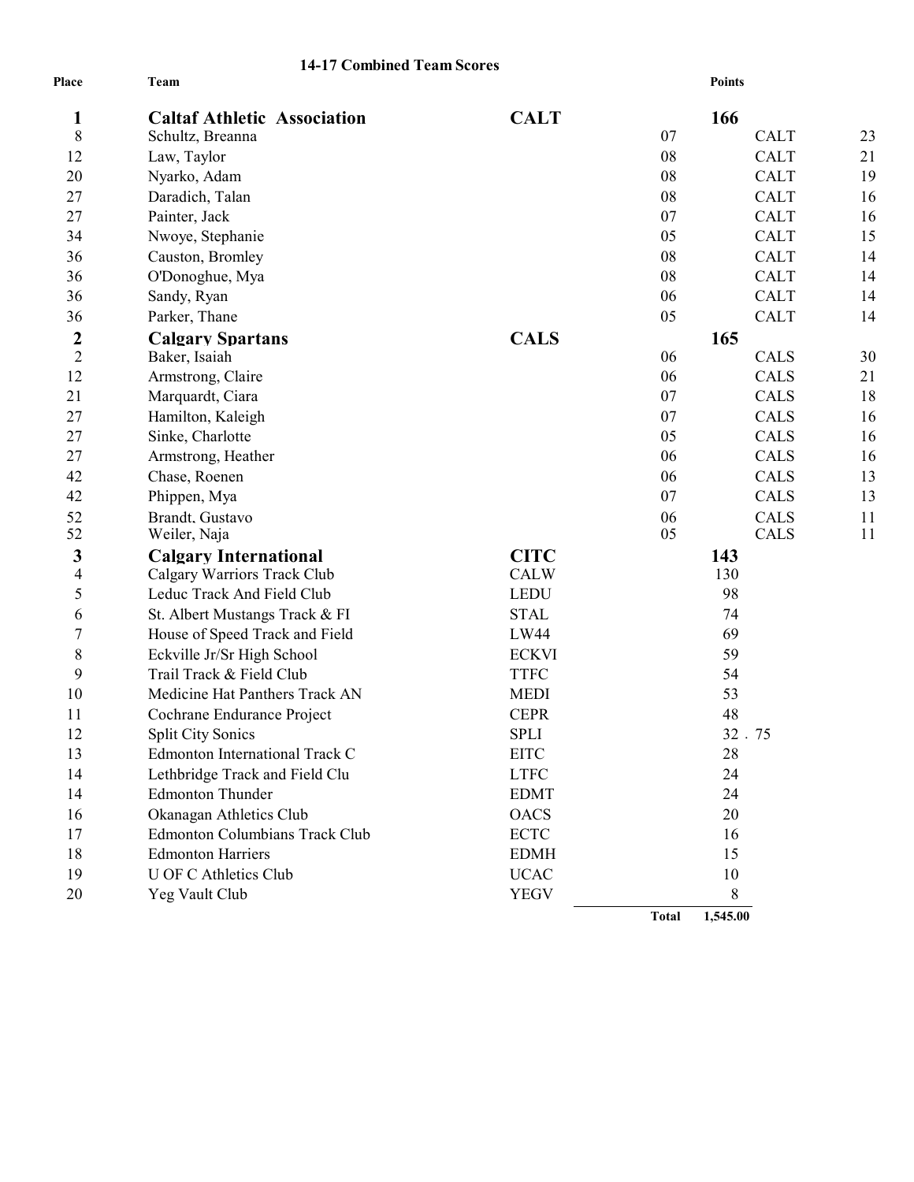## 14-17 Combined Team Scores

| Place | Team | | | Points | | |
|---|---|---|---|---|---|---|
| **1** | **Caltaf Athletic Association** | **CALT** | | **166** | | |
| 8 | Schultz, Breanna | | 07 | | CALT | 23 |
| 12 | Law, Taylor | | 08 | | CALT | 21 |
| 20 | Nyarko, Adam | | 08 | | CALT | 19 |
| 27 | Daradich, Talan | | 08 | | CALT | 16 |
| 27 | Painter, Jack | | 07 | | CALT | 16 |
| 34 | Nwoye, Stephanie | | 05 | | CALT | 15 |
| 36 | Causton, Bromley | | 08 | | CALT | 14 |
| 36 | O'Donoghue, Mya | | 08 | | CALT | 14 |
| 36 | Sandy, Ryan | | 06 | | CALT | 14 |
| 36 | Parker, Thane | | 05 | | CALT | 14 |
| **2** | **Calgary Spartans** | **CALS** | | **165** | | |
| 2 | Baker, Isaiah | | 06 | | CALS | 30 |
| 12 | Armstrong, Claire | | 06 | | CALS | 21 |
| 21 | Marquardt, Ciara | | 07 | | CALS | 18 |
| 27 | Hamilton, Kaleigh | | 07 | | CALS | 16 |
| 27 | Sinke, Charlotte | | 05 | | CALS | 16 |
| 27 | Armstrong, Heather | | 06 | | CALS | 16 |
| 42 | Chase, Roenen | | 06 | | CALS | 13 |
| 42 | Phippen, Mya | | 07 | | CALS | 13 |
| 52 | Brandt, Gustavo | | 06 | | CALS | 11 |
| 52 | Weiler, Naja | | 05 | | CALS | 11 |
| **3** | **Calgary International** | **CITC** | | **143** | | |
| 4 | Calgary Warriors Track Club | CALW | | 130 | | |
| 5 | Leduc Track And Field Club | LEDU | | 98 | | |
| 6 | St. Albert Mustangs Track & FI | STAL | | 74 | | |
| 7 | House of Speed Track and Field | LW44 | | 69 | | |
| 8 | Eckville Jr/Sr High School | ECKVI | | 59 | | |
| 9 | Trail Track & Field Club | TTFC | | 54 | | |
| 10 | Medicine Hat Panthers Track AN | MEDI | | 53 | | |
| 11 | Cochrane Endurance Project | CEPR | | 48 | | |
| 12 | Split City Sonics | SPLI | | 32.75 | | |
| 13 | Edmonton International Track C | EITC | | 28 | | |
| 14 | Lethbridge Track and Field Clu | LTFC | | 24 | | |
| 14 | Edmonton Thunder | EDMT | | 24 | | |
| 16 | Okanagan Athletics Club | OACS | | 20 | | |
| 17 | Edmonton Columbians Track Club | ECTC | | 16 | | |
| 18 | Edmonton Harriers | EDMH | | 15 | | |
| 19 | U OF C Athletics Club | UCAC | | 10 | | |
| 20 | Yeg Vault Club | YEGV | | 8 | | |
| | | | **Total** | **1,545.00** | | |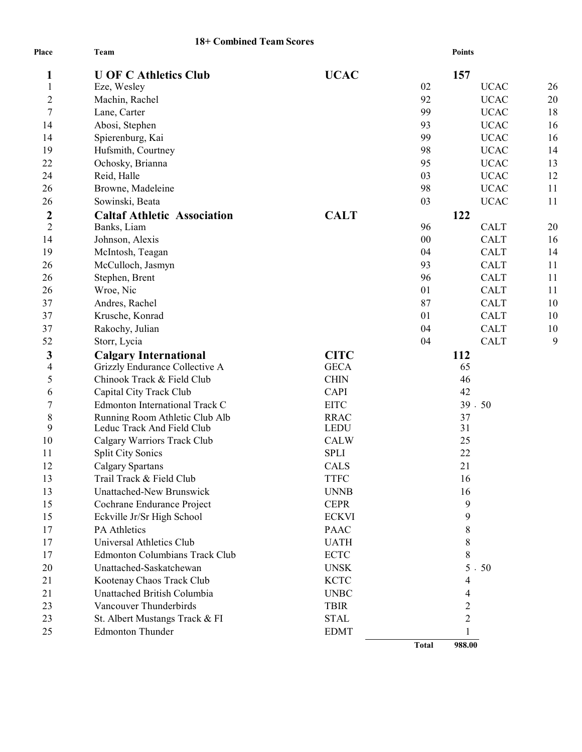## 18+ Combined Team Scores

| Place | Team | | | Points | | |
|---|---|---|---|---|---|---|
| **1** | **U OF C Athletics Club** | **UCAC** | | **157** | | |
| 1 | Eze, Wesley | | 02 | | UCAC | 26 |
| 2 | Machin, Rachel | | 92 | | UCAC | 20 |
| 7 | Lane, Carter | | 99 | | UCAC | 18 |
| 14 | Abosi, Stephen | | 93 | | UCAC | 16 |
| 14 | Spierenburg, Kai | | 99 | | UCAC | 16 |
| 19 | Hufsmith, Courtney | | 98 | | UCAC | 14 |
| 22 | Ochosky, Brianna | | 95 | | UCAC | 13 |
| 24 | Reid, Halle | | 03 | | UCAC | 12 |
| 26 | Browne, Madeleine | | 98 | | UCAC | 11 |
| 26 | Sowinski, Beata | | 03 | | UCAC | 11 |
| **2** | **Caltaf Athletic Association** | **CALT** | | **122** | | |
| 2 | Banks, Liam | | 96 | | CALT | 20 |
| 14 | Johnson, Alexis | | 00 | | CALT | 16 |
| 19 | McIntosh, Teagan | | 04 | | CALT | 14 |
| 26 | McCulloch, Jasmyn | | 93 | | CALT | 11 |
| 26 | Stephen, Brent | | 96 | | CALT | 11 |
| 26 | Wroe, Nic | | 01 | | CALT | 11 |
| 37 | Andres, Rachel | | 87 | | CALT | 10 |
| 37 | Krusche, Konrad | | 01 | | CALT | 10 |
| 37 | Rakochy, Julian | | 04 | | CALT | 10 |
| 52 | Storr, Lycia | | 04 | | CALT | 9 |
| **3** | **Calgary International** | **CITC** | | **112** | | |
| 4 | Grizzly Endurance Collective A | GECA | | 65 | | |
| 5 | Chinook Track & Field Club | CHIN | | 46 | | |
| 6 | Capital City Track Club | CAPI | | 42 | | |
| 7 | Edmonton International Track C | EITC | | 39.50 | | |
| 8 | Running Room Athletic Club Alb | RRAC | | 37 | | |
| 9 | Leduc Track And Field Club | LEDU | | 31 | | |
| 10 | Calgary Warriors Track Club | CALW | | 25 | | |
| 11 | Split City Sonics | SPLI | | 22 | | |
| 12 | Calgary Spartans | CALS | | 21 | | |
| 13 | Trail Track & Field Club | TTFC | | 16 | | |
| 13 | Unattached-New Brunswick | UNNB | | 16 | | |
| 15 | Cochrane Endurance Project | CEPR | | 9 | | |
| 15 | Eckville Jr/Sr High School | ECKVI | | 9 | | |
| 17 | PA Athletics | PAAC | | 8 | | |
| 17 | Universal Athletics Club | UATH | | 8 | | |
| 17 | Edmonton Columbians Track Club | ECTC | | 8 | | |
| 20 | Unattached-Saskatchewan | UNSK | | 5.50 | | |
| 21 | Kootenay Chaos Track Club | KCTC | | 4 | | |
| 21 | Unattached British Columbia | UNBC | | 4 | | |
| 23 | Vancouver Thunderbirds | TBIR | | 2 | | |
| 23 | St. Albert Mustangs Track & FI | STAL | | 2 | | |
| 25 | Edmonton Thunder | EDMT | | 1 | | |
| | | | **Total** | **988.00** | | |